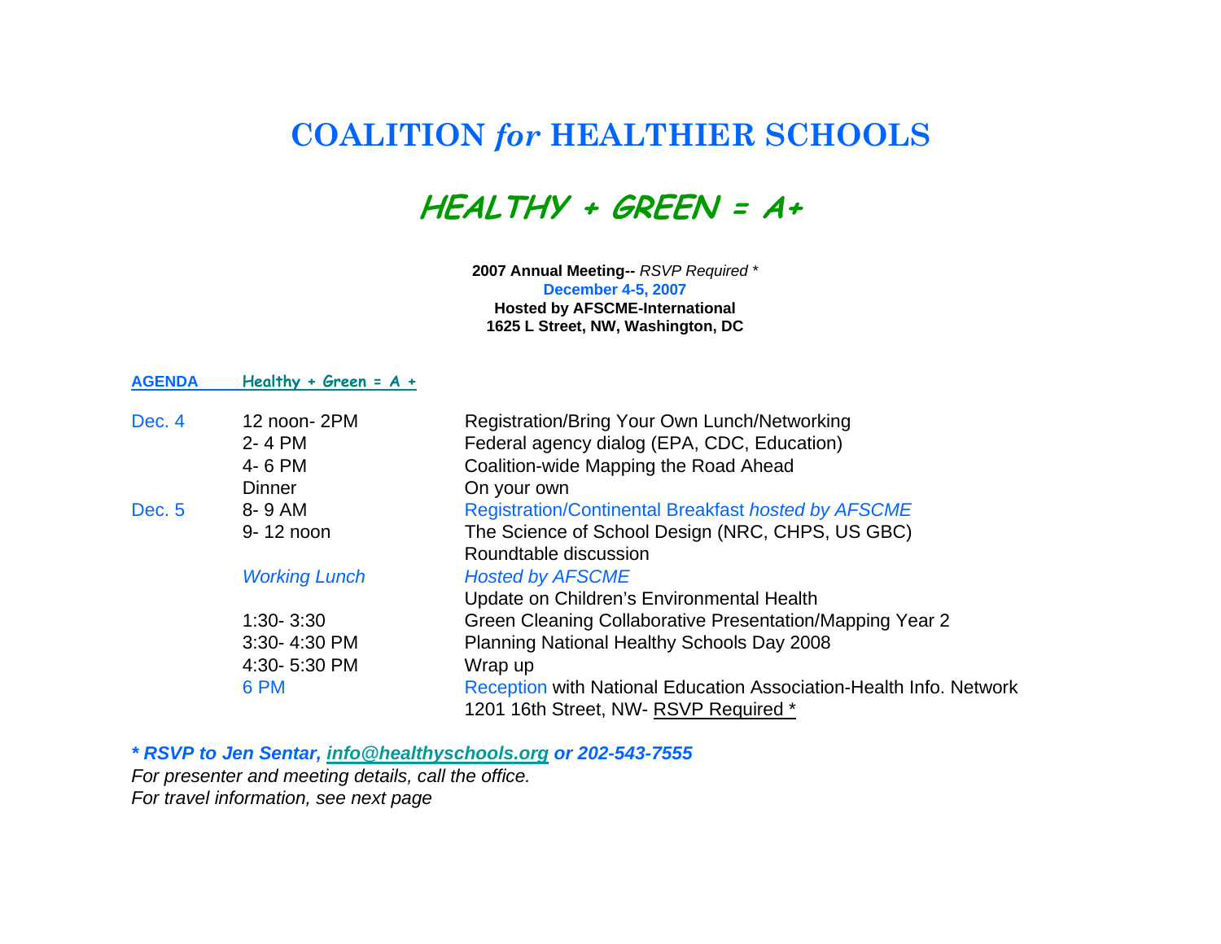# COALITION *for* HEALTHIER SCHOOLS

## *HEALTHY + GREEN = A+*

**2007 Annual Meeting--** *RSVP Required \**
**December 4-5, 2007**
**Hosted by AFSCME-International**
**1625 L Street, NW, Washington, DC**

| AGENDA | Healthy + Green = A + | |
|---|---|---|
| Dec. 4 | 12 noon- 2PM | Registration/Bring Your Own Lunch/Networking |
| | 2- 4 PM | Federal agency dialog (EPA, CDC, Education) |
| | 4- 6 PM | Coalition-wide Mapping the Road Ahead |
| | Dinner | On your own |
| Dec. 5 | 8- 9 AM | Registration/Continental Breakfast *hosted by AFSCME* |
| | 9- 12 noon | The Science of School Design (NRC, CHPS, US GBC) Roundtable discussion |
| | *Working Lunch* | *Hosted by AFSCME* Update on Children's Environmental Health |
| | 1:30- 3:30 | Green Cleaning Collaborative Presentation/Mapping Year 2 |
| | 3:30- 4:30 PM | Planning National Healthy Schools Day 2008 |
| | 4:30- 5:30 PM | Wrap up |
| | 6 PM | Reception with National Education Association-Health Info. Network 1201 16th Street, NW- RSVP Required * |

***\* RSVP to Jen Sentar, info@healthyschools.org or 202-543-7555***
*For presenter and meeting details, call the office.*
*For travel information, see next page*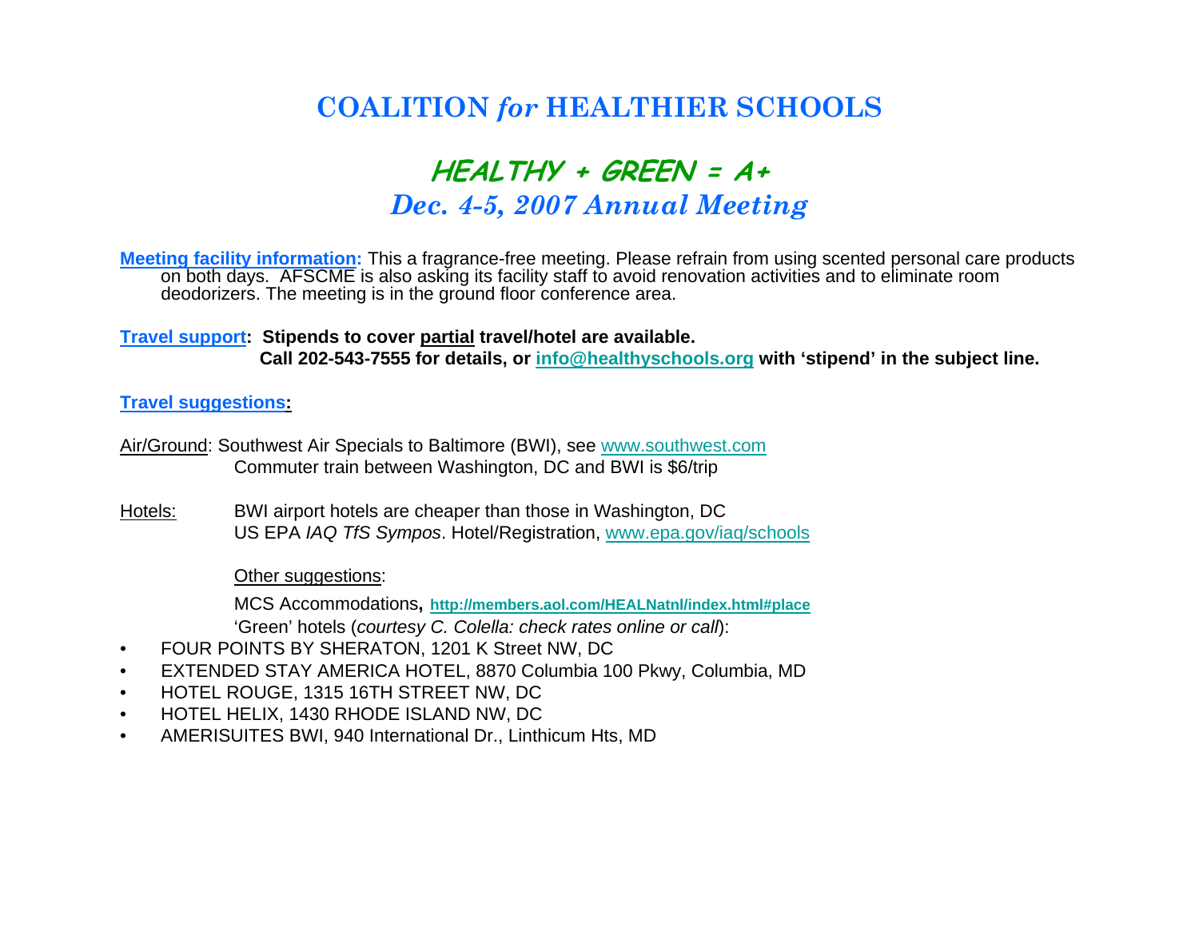# COALITION *for* HEALTHIER SCHOOLS

## *HEALTHY + GREEN = A+*
## *Dec. 4-5, 2007 Annual Meeting*

**Meeting facility information:** This a fragrance-free meeting. Please refrain from using scented personal care products on both days. AFSCME is also asking its facility staff to avoid renovation activities and to eliminate room deodorizers. The meeting is in the ground floor conference area.

**Travel support: Stipends to cover partial travel/hotel are available. Call 202-543-7555 for details, or info@healthyschools.org with 'stipend' in the subject line.**

**Travel suggestions:**

Air/Ground: Southwest Air Specials to Baltimore (BWI), see www.southwest.com
Commuter train between Washington, DC and BWI is $6/trip

Hotels: BWI airport hotels are cheaper than those in Washington, DC
US EPA *IAQ TfS Sympos*. Hotel/Registration, www.epa.gov/iaq/schools

Other suggestions:

MCS Accommodations, **http://members.aol.com/HEALNatnl/index.html#place**

'Green' hotels (*courtesy C. Colella: check rates online or call*):

- FOUR POINTS BY SHERATON, 1201 K Street NW, DC
- EXTENDED STAY AMERICA HOTEL, 8870 Columbia 100 Pkwy, Columbia, MD
- HOTEL ROUGE, 1315 16TH STREET NW, DC
- HOTEL HELIX, 1430 RHODE ISLAND NW, DC
- AMERISUITES BWI, 940 International Dr., Linthicum Hts, MD